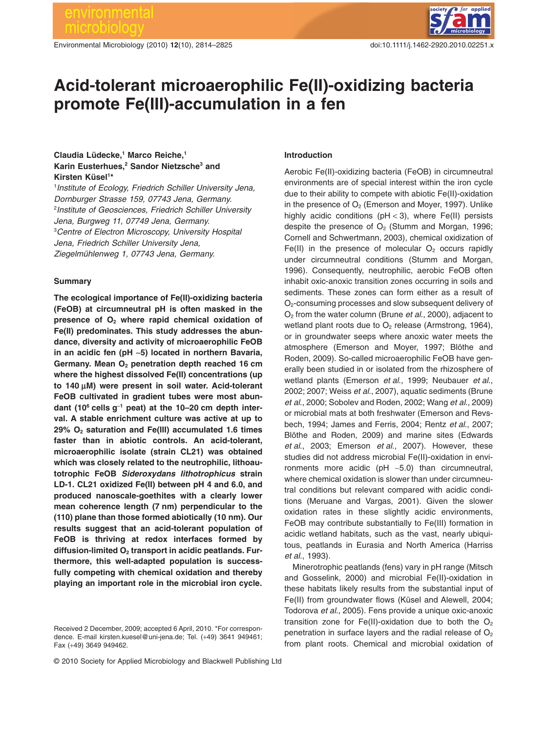# Acid-tolerant microaerophilic Fe(II)-oxidizing bacteria promote Fe(III)-accumulation in a fen

**Claudia Lüdecke,[1] Marco Reiche,[1] Karin Eusterhues,[2] Sandor Nietzsche[3] and Kirsten Küsel[1]***

[1]*Institute of Ecology, Friedrich Schiller University Jena, Dornburger Strasse 159, 07743 Jena, Germany.*
[2]*Institute of Geosciences, Friedrich Schiller University Jena, Burgweg 11, 07749 Jena, Germany.*
[3]*Centre of Electron Microscopy, University Hospital Jena, Friedrich Schiller University Jena, Ziegelmühlenweg 1, 07743 Jena, Germany.*

## Summary

**The ecological importance of Fe(II)-oxidizing bacteria (FeOB) at circumneutral pH is often masked in the presence of $O_2$ where rapid chemical oxidation of Fe(II) predominates. This study addresses the abundance, diversity and activity of microaerophilic FeOB in an acidic fen (pH ~5) located in northern Bavaria, Germany. Mean $O_2$ penetration depth reached 16 cm where the highest dissolved Fe(II) concentrations (up to 140 μM) were present in soil water. Acid-tolerant FeOB cultivated in gradient tubes were most abundant ($10^6$ cells $g^{-1}$ peat) at the 10–20 cm depth interval. A stable enrichment culture was active at up to 29% $O_2$ saturation and Fe(III) accumulated 1.6 times faster than in abiotic controls. An acid-tolerant, microaerophilic isolate (strain CL21) was obtained which was closely related to the neutrophilic, lithoautotrophic FeOB *Sideroxydans lithotrophicus* strain LD-1. CL21 oxidized Fe(II) between pH 4 and 6.0, and produced nanoscale-goethites with a clearly lower mean coherence length (7 nm) perpendicular to the (110) plane than those formed abiotically (10 nm). Our results suggest that an acid-tolerant population of FeOB is thriving at redox interfaces formed by diffusion-limited $O_2$ transport in acidic peatlands. Furthermore, this well-adapted population is successfully competing with chemical oxidation and thereby playing an important role in the microbial iron cycle.**

Received 2 December, 2009; accepted 6 April, 2010. *For correspondence. E-mail kirsten.kuesel@uni-jena.de; Tel. (+49) 3641 949461; Fax (+49) 3649 949462.

## Introduction

Aerobic Fe(II)-oxidizing bacteria (FeOB) in circumneutral environments are of special interest within the iron cycle due to their ability to compete with abiotic Fe(II)-oxidation in the presence of $O_2$ (Emerson and Moyer, 1997). Unlike highly acidic conditions (pH < 3), where Fe(II) persists despite the presence of $O_2$ (Stumm and Morgan, 1996; Cornell and Schwertmann, 2003), chemical oxidization of Fe(II) in the presence of molecular $O_2$ occurs rapidly under circumneutral conditions (Stumm and Morgan, 1996). Consequently, neutrophilic, aerobic FeOB often inhabit oxic-anoxic transition zones occurring in soils and sediments. These zones can form either as a result of $O_2$-consuming processes and slow subsequent delivery of $O_2$ from the water column (Brune *et al.*, 2000), adjacent to wetland plant roots due to $O_2$ release (Armstrong, 1964), or in groundwater seeps where anoxic water meets the atmosphere (Emerson and Moyer, 1997; Blöthe and Roden, 2009). So-called microaerophilic FeOB have generally been studied in or isolated from the rhizosphere of wetland plants (Emerson *et al.*, 1999; Neubauer *et al.*, 2002; 2007; Weiss *et al.*, 2007), aquatic sediments (Brune *et al.*, 2000; Sobolev and Roden, 2002; Wang *et al.*, 2009) or microbial mats at both freshwater (Emerson and Revsbech, 1994; James and Ferris, 2004; Rentz *et al.*, 2007; Blöthe and Roden, 2009) and marine sites (Edwards *et al.*, 2003; Emerson *et al.*, 2007). However, these studies did not address microbial Fe(II)-oxidation in environments more acidic (pH ~5.0) than circumneutral, where chemical oxidation is slower than under circumneutral conditions but relevant compared with acidic conditions (Meruane and Vargas, 2001). Given the slower oxidation rates in these slightly acidic environments, FeOB may contribute substantially to Fe(III) formation in acidic wetland habitats, such as the vast, nearly ubiquitous, peatlands in Eurasia and North America (Harriss *et al.*, 1993).

Minerotrophic peatlands (fens) vary in pH range (Mitsch and Gosselink, 2000) and microbial Fe(II)-oxidation in these habitats likely results from the substantial input of Fe(II) from groundwater flows (Küsel and Alewell, 2004; Todorova *et al.*, 2005). Fens provide a unique oxic-anoxic transition zone for Fe(II)-oxidation due to both the $O_2$ penetration in surface layers and the radial release of $O_2$ from plant roots. Chemical and microbial oxidation of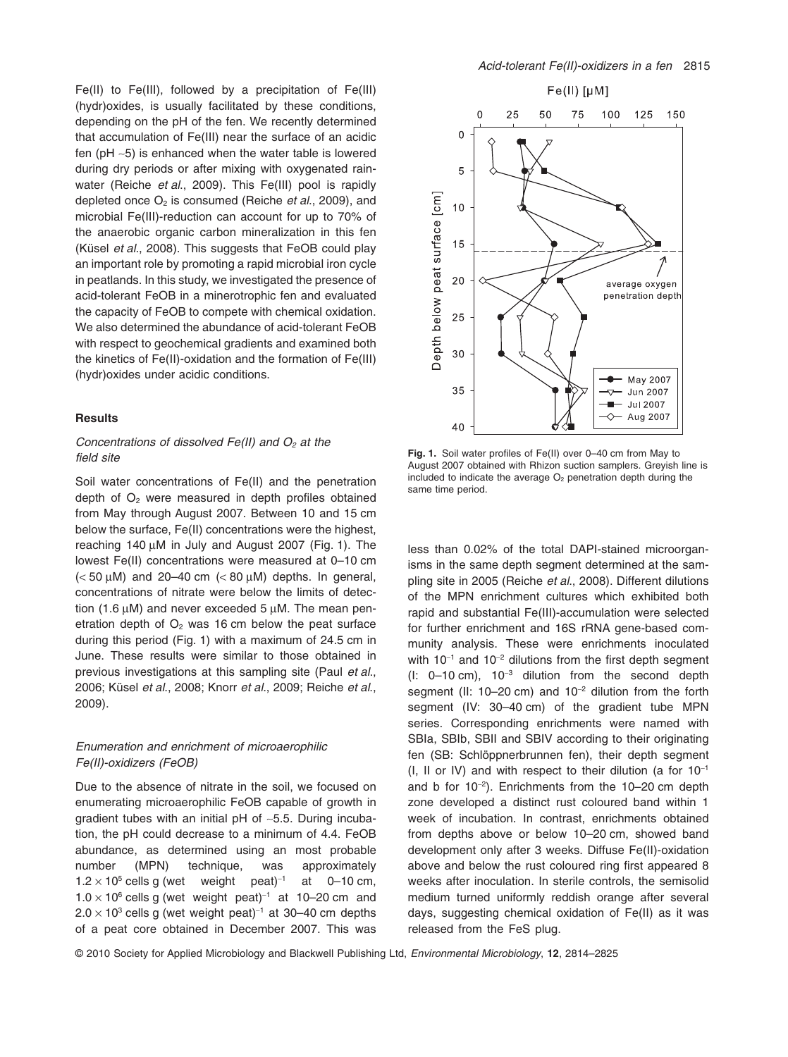Fe(II) to Fe(III), followed by a precipitation of Fe(III) (hydr)oxides, is usually facilitated by these conditions, depending on the pH of the fen. We recently determined that accumulation of Fe(III) near the surface of an acidic fen (pH ~5) is enhanced when the water table is lowered during dry periods or after mixing with oxygenated rainwater (Reiche *et al.*, 2009). This Fe(III) pool is rapidly depleted once $O_2$ is consumed (Reiche *et al.*, 2009), and microbial Fe(III)-reduction can account for up to 70% of the anaerobic organic carbon mineralization in this fen (Küsel *et al.*, 2008). This suggests that FeOB could play an important role by promoting a rapid microbial iron cycle in peatlands. In this study, we investigated the presence of acid-tolerant FeOB in a minerotrophic fen and evaluated the capacity of FeOB to compete with chemical oxidation. We also determined the abundance of acid-tolerant FeOB with respect to geochemical gradients and examined both the kinetics of Fe(II)-oxidation and the formation of Fe(III) (hydr)oxides under acidic conditions.

## Results

### *Concentrations of dissolved Fe(II) and $O_2$ at the field site*

Soil water concentrations of Fe(II) and the penetration depth of $O_2$ were measured in depth profiles obtained from May through August 2007. Between 10 and 15 cm below the surface, Fe(II) concentrations were the highest, reaching 140 μM in July and August 2007 (Fig. 1). The lowest Fe(II) concentrations were measured at 0–10 cm (< 50 μM) and 20–40 cm (< 80 μM) depths. In general, concentrations of nitrate were below the limits of detection (1.6 μM) and never exceeded 5 μM. The mean penetration depth of $O_2$ was 16 cm below the peat surface during this period (Fig. 1) with a maximum of 24.5 cm in June. These results were similar to those obtained in previous investigations at this sampling site (Paul *et al.*, 2006; Küsel *et al.*, 2008; Knorr *et al.*, 2009; Reiche *et al.*, 2009).

### *Enumeration and enrichment of microaerophilic Fe(II)-oxidizers (FeOB)*

Due to the absence of nitrate in the soil, we focused on enumerating microaerophilic FeOB capable of growth in gradient tubes with an initial pH of ~5.5. During incubation, the pH could decrease to a minimum of 4.4. FeOB abundance, as determined using an most probable number (MPN) technique, was approximately $1.2 \times 10^5$ cells g (wet weight peat)$^{-1}$ at 0–10 cm, $1.0 \times 10^6$ cells g (wet weight peat)$^{-1}$ at 10–20 cm and $2.0 \times 10^3$ cells g (wet weight peat)$^{-1}$ at 30–40 cm depths of a peat core obtained in December 2007. This was less than 0.02% of the total DAPI-stained microorganisms in the same depth segment determined at the sampling site in 2005 (Reiche *et al.*, 2008). Different dilutions of the MPN enrichment cultures which exhibited both rapid and substantial Fe(III)-accumulation were selected for further enrichment and 16S rRNA gene-based community analysis. These were enrichments inoculated with $10^{-1}$ and $10^{-2}$ dilutions from the first depth segment (I: 0–10 cm), $10^{-3}$ dilution from the second depth segment (II: 10–20 cm) and $10^{-2}$ dilution from the forth segment (IV: 30–40 cm) of the gradient tube MPN series. Corresponding enrichments were named with SBIa, SBIb, SBII and SBIV according to their originating fen (SB: Schlöppnerbrunnen fen), their depth segment (I, II or IV) and with respect to their dilution (a for $10^{-1}$ and b for $10^{-2}$). Enrichments from the 10–20 cm depth zone developed a distinct rust coloured band within 1 week of incubation. In contrast, enrichments obtained from depths above or below 10–20 cm, showed band development only after 3 weeks. Diffuse Fe(II)-oxidation above and below the rust coloured ring first appeared 8 weeks after inoculation. In sterile controls, the semisolid medium turned uniformly reddish orange after several days, suggesting chemical oxidation of Fe(II) as it was released from the FeS plug.

**Fig. 1.** Soil water profiles of Fe(II) over 0–40 cm from May to August 2007 obtained with Rhizon suction samplers. Greyish line is included to indicate the average $O_2$ penetration depth during the same time period.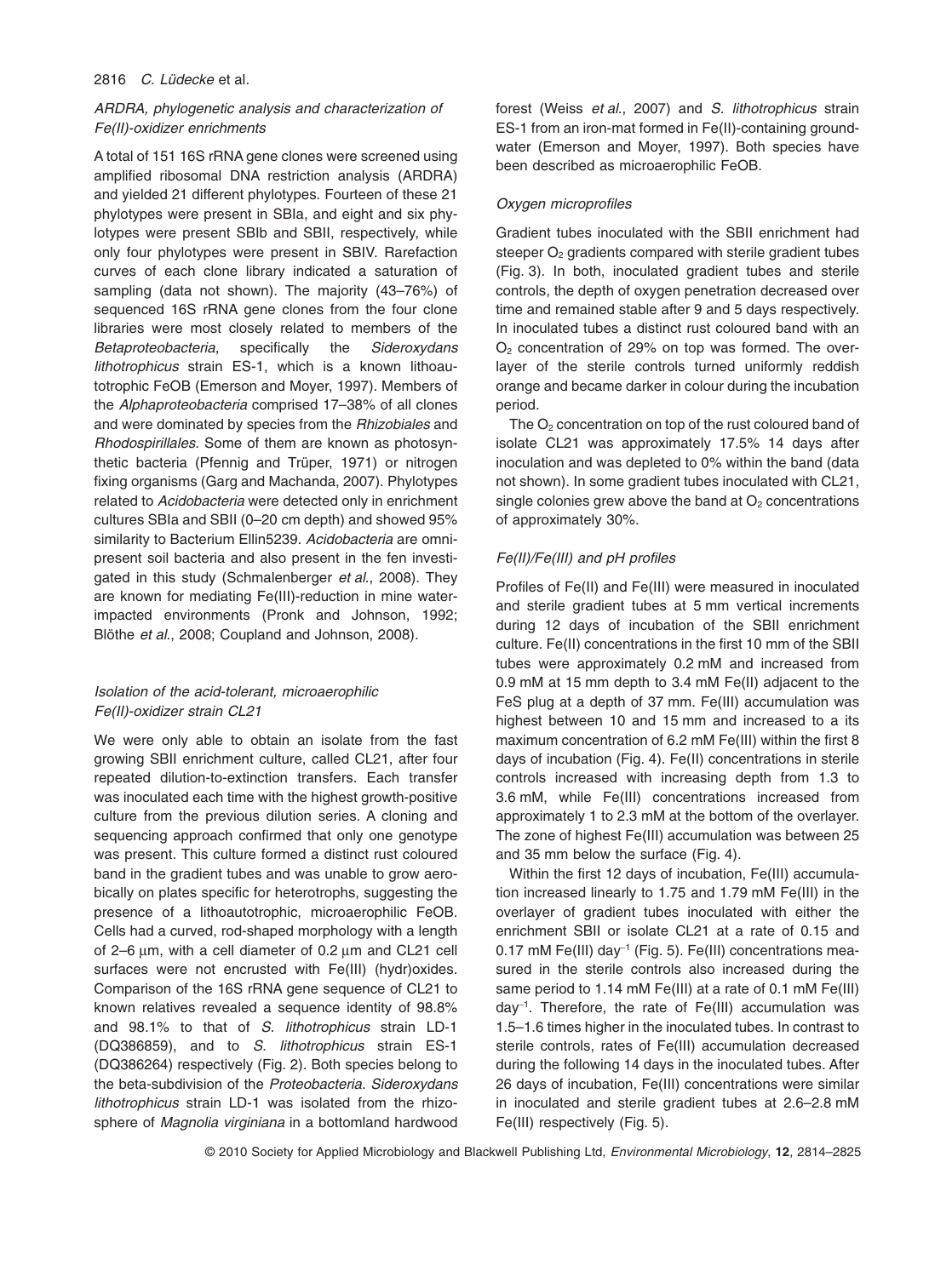### *ARDRA, phylogenetic analysis and characterization of Fe(II)-oxidizer enrichments*

A total of 151 16S rRNA gene clones were screened using amplified ribosomal DNA restriction analysis (ARDRA) and yielded 21 different phylotypes. Fourteen of these 21 phylotypes were present in SBIa, and eight and six phylotypes were present SBIb and SBII, respectively, while only four phylotypes were present in SBIV. Rarefaction curves of each clone library indicated a saturation of sampling (data not shown). The majority (43–76%) of sequenced 16S rRNA gene clones from the four clone libraries were most closely related to members of the *Betaproteobacteria*, specifically the *Sideroxydans lithotrophicus* strain ES-1, which is a known lithoautotrophic FeOB (Emerson and Moyer, 1997). Members of the *Alphaproteobacteria* comprised 17–38% of all clones and were dominated by species from the *Rhizobiales* and *Rhodospirillales.* Some of them are known as photosynthetic bacteria (Pfennig and Trüper, 1971) or nitrogen fixing organisms (Garg and Machanda, 2007). Phylotypes related to *Acidobacteria* were detected only in enrichment cultures SBIa and SBII (0–20 cm depth) and showed 95% similarity to Bacterium Ellin5239. *Acidobacteria* are omnipresent soil bacteria and also present in the fen investigated in this study (Schmalenberger *et al*., 2008). They are known for mediating Fe(III)-reduction in mine water-impacted environments (Pronk and Johnson, 1992; Blöthe *et al*., 2008; Coupland and Johnson, 2008).

### *Isolation of the acid-tolerant, microaerophilic Fe(II)-oxidizer strain CL21*

We were only able to obtain an isolate from the fast growing SBII enrichment culture, called CL21, after four repeated dilution-to-extinction transfers. Each transfer was inoculated each time with the highest growth-positive culture from the previous dilution series. A cloning and sequencing approach confirmed that only one genotype was present. This culture formed a distinct rust coloured band in the gradient tubes and was unable to grow aerobically on plates specific for heterotrophs, suggesting the presence of a lithoautotrophic, microaerophilic FeOB. Cells had a curved, rod-shaped morphology with a length of 2–6 μm, with a cell diameter of 0.2 μm and CL21 cell surfaces were not encrusted with Fe(III) (hydr)oxides. Comparison of the 16S rRNA gene sequence of CL21 to known relatives revealed a sequence identity of 98.8% and 98.1% to that of *S. lithotrophicus* strain LD-1 (DQ386859), and to *S. lithotrophicus* strain ES-1 (DQ386264) respectively (Fig. 2). Both species belong to the beta-subdivision of the *Proteobacteria*. *Sideroxydans lithotrophicus* strain LD-1 was isolated from the rhizosphere of *Magnolia virginiana* in a bottomland hardwood forest (Weiss *et al*., 2007) and *S. lithotrophicus* strain ES-1 from an iron-mat formed in Fe(II)-containing groundwater (Emerson and Moyer, 1997). Both species have been described as microaerophilic FeOB.

### *Oxygen microprofiles*

Gradient tubes inoculated with the SBII enrichment had steeper $O_2$ gradients compared with sterile gradient tubes (Fig. 3). In both, inoculated gradient tubes and sterile controls, the depth of oxygen penetration decreased over time and remained stable after 9 and 5 days respectively. In inoculated tubes a distinct rust coloured band with an $O_2$ concentration of 29% on top was formed. The overlayer of the sterile controls turned uniformly reddish orange and became darker in colour during the incubation period.

The $O_2$ concentration on top of the rust coloured band of isolate CL21 was approximately 17.5% 14 days after inoculation and was depleted to 0% within the band (data not shown). In some gradient tubes inoculated with CL21, single colonies grew above the band at $O_2$ concentrations of approximately 30%.

### *Fe(II)/Fe(III) and pH profiles*

Profiles of Fe(II) and Fe(III) were measured in inoculated and sterile gradient tubes at 5 mm vertical increments during 12 days of incubation of the SBII enrichment culture. Fe(II) concentrations in the first 10 mm of the SBII tubes were approximately 0.2 mM and increased from 0.9 mM at 15 mm depth to 3.4 mM Fe(II) adjacent to the FeS plug at a depth of 37 mm. Fe(III) accumulation was highest between 10 and 15 mm and increased to a its maximum concentration of 6.2 mM Fe(III) within the first 8 days of incubation (Fig. 4). Fe(II) concentrations in sterile controls increased with increasing depth from 1.3 to 3.6 mM, while Fe(III) concentrations increased from approximately 1 to 2.3 mM at the bottom of the overlayer. The zone of highest Fe(III) accumulation was between 25 and 35 mm below the surface (Fig. 4).

Within the first 12 days of incubation, Fe(III) accumulation increased linearly to 1.75 and 1.79 mM Fe(III) in the overlayer of gradient tubes inoculated with either the enrichment SBII or isolate CL21 at a rate of 0.15 and 0.17 mM Fe(III) $day^{-1}$ (Fig. 5). Fe(III) concentrations measured in the sterile controls also increased during the same period to 1.14 mM Fe(III) at a rate of 0.1 mM Fe(III) $day^{-1}$. Therefore, the rate of Fe(III) accumulation was 1.5–1.6 times higher in the inoculated tubes. In contrast to sterile controls, rates of Fe(III) accumulation decreased during the following 14 days in the inoculated tubes. After 26 days of incubation, Fe(III) concentrations were similar in inoculated and sterile gradient tubes at 2.6–2.8 mM Fe(III) respectively (Fig. 5).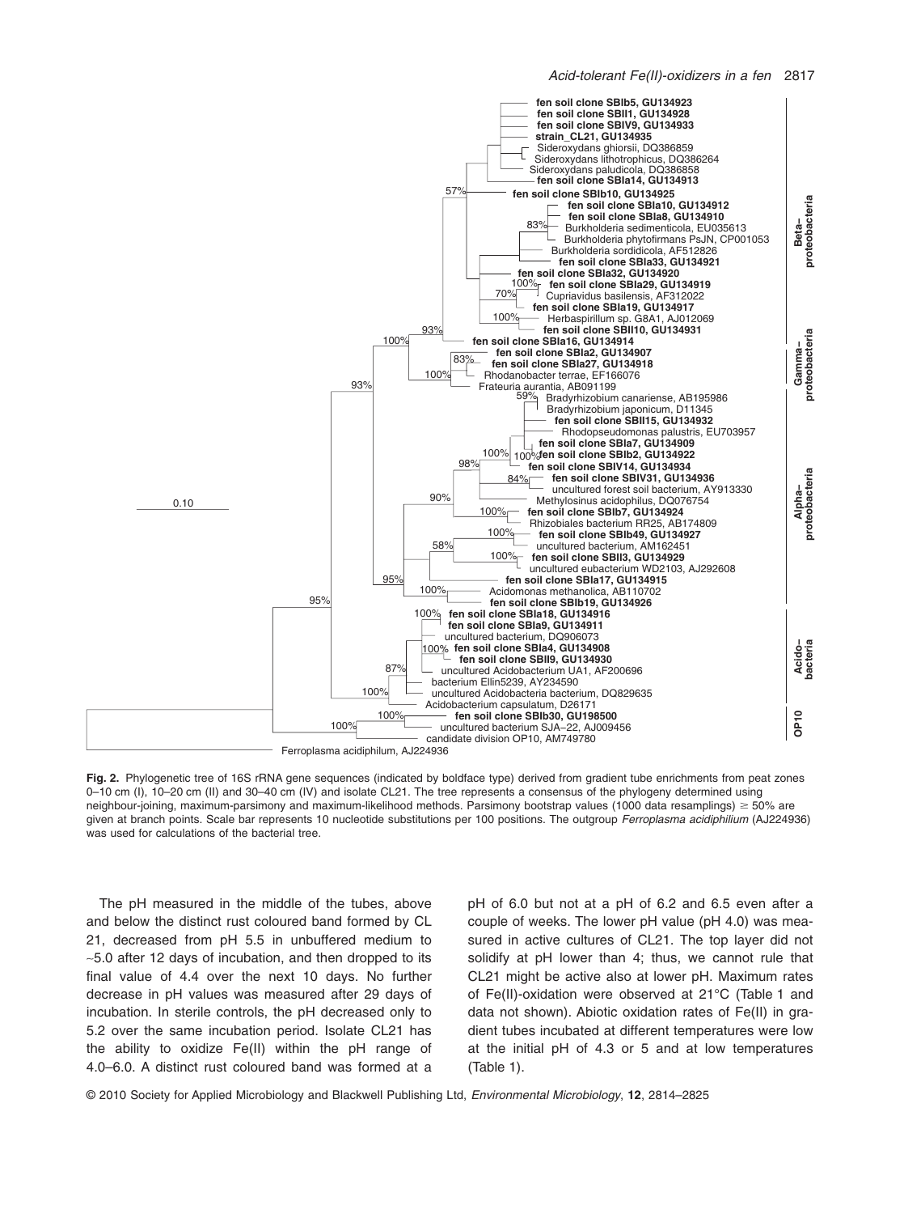**Fig. 2.** Phylogenetic tree of 16S rRNA gene sequences (indicated by boldface type) derived from gradient tube enrichments from peat zones 0–10 cm (I), 10–20 cm (II) and 30–40 cm (IV) and isolate CL21. The tree represents a consensus of the phylogeny determined using neighbour-joining, maximum-parsimony and maximum-likelihood methods. Parsimony bootstrap values (1000 data resamplings) ≥ 50% are given at branch points. Scale bar represents 10 nucleotide substitutions per 100 positions. The outgroup *Ferroplasma acidiphilium* (AJ224936) was used for calculations of the bacterial tree.

The pH measured in the middle of the tubes, above and below the distinct rust coloured band formed by CL 21, decreased from pH 5.5 in unbuffered medium to ~5.0 after 12 days of incubation, and then dropped to its final value of 4.4 over the next 10 days. No further decrease in pH values was measured after 29 days of incubation. In sterile controls, the pH decreased only to 5.2 over the same incubation period. Isolate CL21 has the ability to oxidize Fe(II) within the pH range of 4.0–6.0. A distinct rust coloured band was formed at a pH of 6.0 but not at a pH of 6.2 and 6.5 even after a couple of weeks. The lower pH value (pH 4.0) was measured in active cultures of CL21. The top layer did not solidify at pH lower than 4; thus, we cannot rule that CL21 might be active also at lower pH. Maximum rates of Fe(II)-oxidation were observed at 21°C (Table 1 and data not shown). Abiotic oxidation rates of Fe(II) in gradient tubes incubated at different temperatures were low at the initial pH of 4.3 or 5 and at low temperatures (Table 1).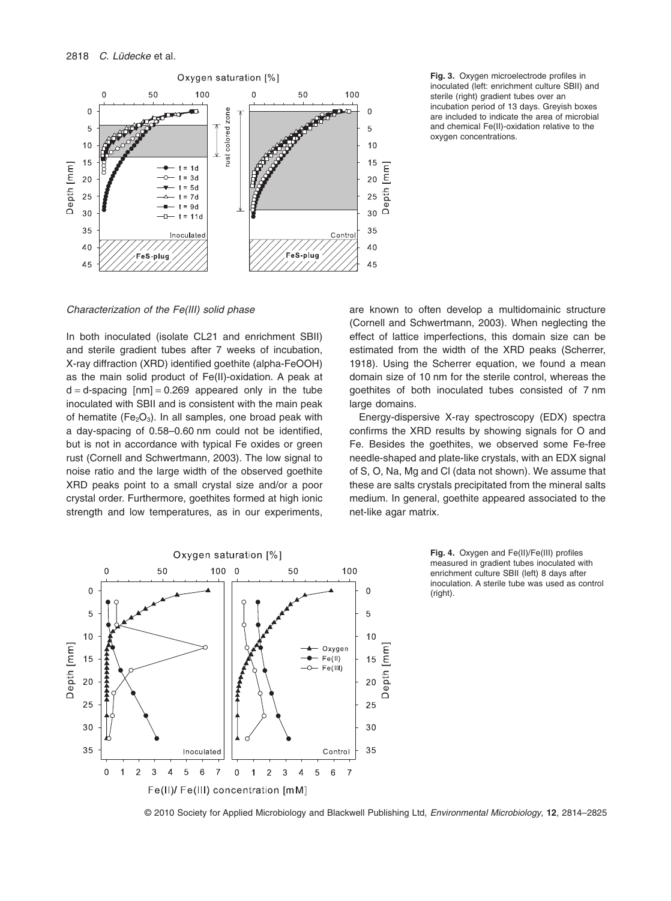**Fig. 3.** Oxygen microelectrode profiles in inoculated (left: enrichment culture SBII) and sterile (right) gradient tubes over an incubation period of 13 days. Greyish boxes are included to indicate the area of microbial and chemical Fe(II)-oxidation relative to the oxygen concentrations.

### *Characterization of the Fe(III) solid phase*

In both inoculated (isolate CL21 and enrichment SBII) and sterile gradient tubes after 7 weeks of incubation, X-ray diffraction (XRD) identified goethite (alpha-FeOOH) as the main solid product of Fe(II)-oxidation. A peak at d = d-spacing [nm] = 0.269 appeared only in the tube inoculated with SBII and is consistent with the main peak of hematite ($Fe_2O_3$). In all samples, one broad peak with a day-spacing of 0.58–0.60 nm could not be identified, but is not in accordance with typical Fe oxides or green rust (Cornell and Schwertmann, 2003). The low signal to noise ratio and the large width of the observed goethite XRD peaks point to a small crystal size and/or a poor crystal order. Furthermore, goethites formed at high ionic strength and low temperatures, as in our experiments, are known to often develop a multidomainic structure (Cornell and Schwertmann, 2003). When neglecting the effect of lattice imperfections, this domain size can be estimated from the width of the XRD peaks (Scherrer, 1918). Using the Scherrer equation, we found a mean domain size of 10 nm for the sterile control, whereas the goethites of both inoculated tubes consisted of 7 nm large domains.

Energy-dispersive X-ray spectroscopy (EDX) spectra confirms the XRD results by showing signals for O and Fe. Besides the goethites, we observed some Fe-free needle-shaped and plate-like crystals, with an EDX signal of S, O, Na, Mg and Cl (data not shown). We assume that these are salts crystals precipitated from the mineral salts medium. In general, goethite appeared associated to the net-like agar matrix.

**Fig. 4.** Oxygen and Fe(II)/Fe(III) profiles measured in gradient tubes inoculated with enrichment culture SBII (left) 8 days after inoculation. A sterile tube was used as control (right).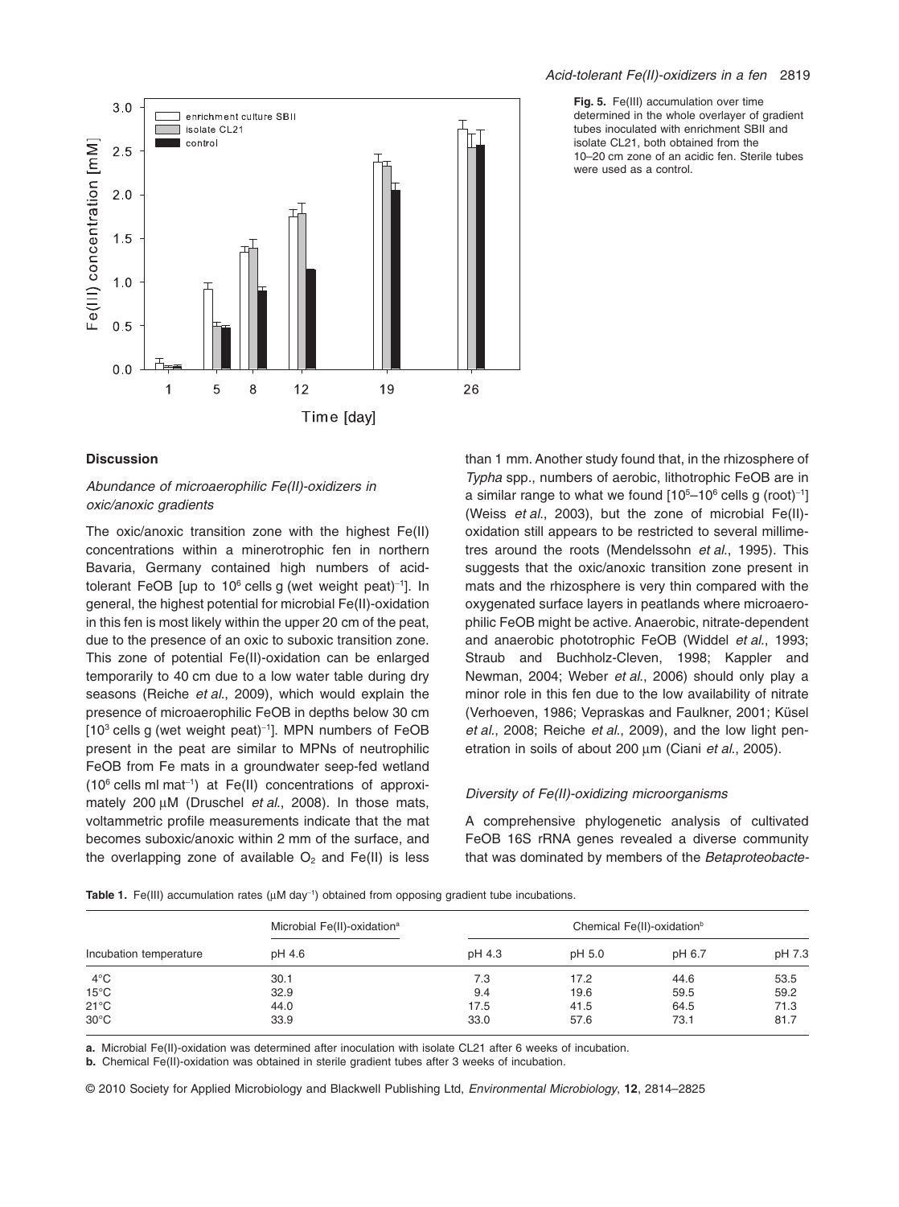**Fig. 5.** Fe(III) accumulation over time determined in the whole overlayer of gradient tubes inoculated with enrichment SBII and isolate CL21, both obtained from the 10–20 cm zone of an acidic fen. Sterile tubes were used as a control.

## Discussion

### *Abundance of microaerophilic Fe(II)-oxidizers in oxic/anoxic gradients*

The oxic/anoxic transition zone with the highest Fe(II) concentrations within a minerotrophic fen in northern Bavaria, Germany contained high numbers of acid-tolerant FeOB [up to $10^6$ cells g (wet weight peat)$^{-1}$]. In general, the highest potential for microbial Fe(II)-oxidation in this fen is most likely within the upper 20 cm of the peat, due to the presence of an oxic to suboxic transition zone. This zone of potential Fe(II)-oxidation can be enlarged temporarily to 40 cm due to a low water table during dry seasons (Reiche *et al*., 2009), which would explain the presence of microaerophilic FeOB in depths below 30 cm [$10^3$ cells g (wet weight peat)$^{-1}$]. MPN numbers of FeOB present in the peat are similar to MPNs of neutrophilic FeOB from Fe mats in a groundwater seep-fed wetland ($10^6$ cells ml mat$^{-1}$) at Fe(II) concentrations of approximately 200 μM (Druschel *et al*., 2008). In those mats, voltammetric profile measurements indicate that the mat becomes suboxic/anoxic within 2 mm of the surface, and the overlapping zone of available $O_2$ and Fe(II) is less than 1 mm. Another study found that, in the rhizosphere of *Typha* spp., numbers of aerobic, lithotrophic FeOB are in a similar range to what we found [$10^5$–$10^6$ cells g (root)$^{-1}$] (Weiss *et al*., 2003), but the zone of microbial Fe(II)-oxidation still appears to be restricted to several millimetres around the roots (Mendelssohn *et al*., 1995). This suggests that the oxic/anoxic transition zone present in mats and the rhizosphere is very thin compared with the oxygenated surface layers in peatlands where microaerophilic FeOB might be active. Anaerobic, nitrate-dependent and anaerobic phototrophic FeOB (Widdel *et al*., 1993; Straub and Buchholz-Cleven, 1998; Kappler and Newman, 2004; Weber *et al*., 2006) should only play a minor role in this fen due to the low availability of nitrate (Verhoeven, 1986; Vepraskas and Faulkner, 2001; Küsel *et al*., 2008; Reiche *et al*., 2009), and the low light penetration in soils of about 200 μm (Ciani *et al*., 2005).

### *Diversity of Fe(II)-oxidizing microorganisms*

A comprehensive phylogenetic analysis of cultivated FeOB 16S rRNA genes revealed a diverse community that was dominated by members of the *Betaproteobacte-*

**Table 1.** Fe(III) accumulation rates (μM day$^{-1}$) obtained from opposing gradient tube incubations.

| | Microbial Fe(II)-oxidation[a] | Chemical Fe(II)-oxidation[b] | | | |
|---|---|---|---|---|---|
| Incubation temperature | pH 4.6 | pH 4.3 | pH 5.0 | pH 6.7 | pH 7.3 |
| 4°C | 30.1 | 7.3 | 17.2 | 44.6 | 53.5 |
| 15°C | 32.9 | 9.4 | 19.6 | 59.5 | 59.2 |
| 21°C | 44.0 | 17.5 | 41.5 | 64.5 | 71.3 |
| 30°C | 33.9 | 33.0 | 57.6 | 73.1 | 81.7 |

**a.** Microbial Fe(II)-oxidation was determined after inoculation with isolate CL21 after 6 weeks of incubation.
**b.** Chemical Fe(II)-oxidation was obtained in sterile gradient tubes after 3 weeks of incubation.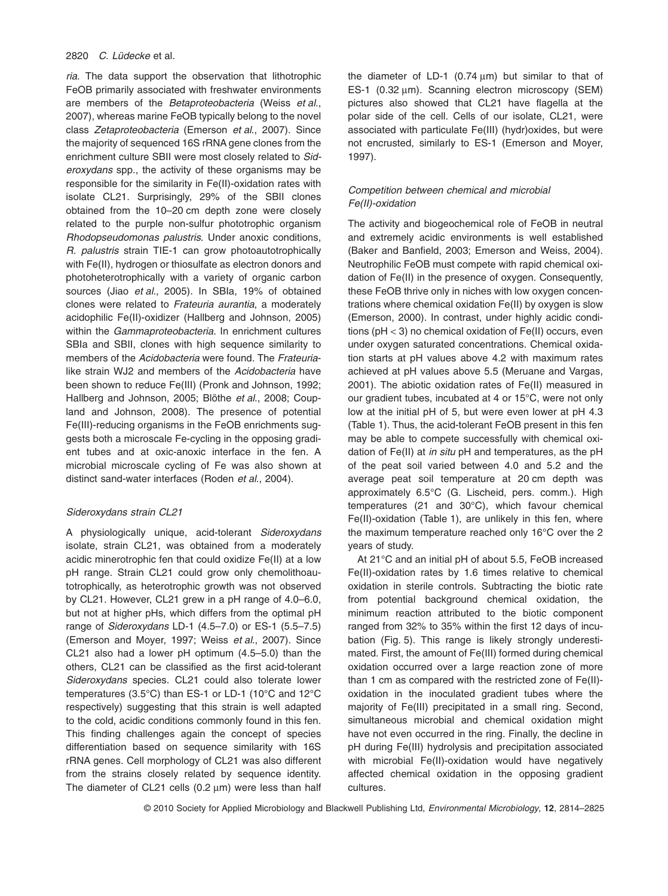*ria*. The data support the observation that lithotrophic FeOB primarily associated with freshwater environments are members of the *Betaproteobacteria* (Weiss *et al.*, 2007), whereas marine FeOB typically belong to the novel class *Zetaproteobacteria* (Emerson *et al.*, 2007). Since the majority of sequenced 16S rRNA gene clones from the enrichment culture SBII were most closely related to *Sideroxydans* spp., the activity of these organisms may be responsible for the similarity in Fe(II)-oxidation rates with isolate CL21. Surprisingly, 29% of the SBII clones obtained from the 10–20 cm depth zone were closely related to the purple non-sulfur phototrophic organism *Rhodopseudomonas palustris*. Under anoxic conditions, *R. palustris* strain TIE-1 can grow photoautotrophically with Fe(II), hydrogen or thiosulfate as electron donors and photoheterotrophically with a variety of organic carbon sources (Jiao *et al.*, 2005). In SBIa, 19% of obtained clones were related to *Frateuria aurantia*, a moderately acidophilic Fe(II)-oxidizer (Hallberg and Johnson, 2005) within the *Gammaproteobacteria*. In enrichment cultures SBIa and SBII, clones with high sequence similarity to members of the *Acidobacteria* were found. The *Frateuria*-like strain WJ2 and members of the *Acidobacteria* have been shown to reduce Fe(III) (Pronk and Johnson, 1992; Hallberg and Johnson, 2005; Blöthe *et al.*, 2008; Coupland and Johnson, 2008). The presence of potential Fe(III)-reducing organisms in the FeOB enrichments suggests both a microscale Fe-cycling in the opposing gradient tubes and at oxic-anoxic interface in the fen. A microbial microscale cycling of Fe was also shown at distinct sand-water interfaces (Roden *et al.*, 2004).

### *Sideroxydans strain CL21*

A physiologically unique, acid-tolerant *Sideroxydans* isolate, strain CL21, was obtained from a moderately acidic minerotrophic fen that could oxidize Fe(II) at a low pH range. Strain CL21 could grow only chemolithoautotrophically, as heterotrophic growth was not observed by CL21. However, CL21 grew in a pH range of 4.0–6.0, but not at higher pHs, which differs from the optimal pH range of *Sideroxydans* LD-1 (4.5–7.0) or ES-1 (5.5–7.5) (Emerson and Moyer, 1997; Weiss *et al.*, 2007). Since CL21 also had a lower pH optimum (4.5–5.0) than the others, CL21 can be classified as the first acid-tolerant *Sideroxydans* species. CL21 could also tolerate lower temperatures (3.5°C) than ES-1 or LD-1 (10°C and 12°C respectively) suggesting that this strain is well adapted to the cold, acidic conditions commonly found in this fen. This finding challenges again the concept of species differentiation based on sequence similarity with 16S rRNA genes. Cell morphology of CL21 was also different from the strains closely related by sequence identity. The diameter of CL21 cells (0.2 μm) were less than half the diameter of LD-1 (0.74 μm) but similar to that of ES-1 (0.32 μm). Scanning electron microscopy (SEM) pictures also showed that CL21 have flagella at the polar side of the cell. Cells of our isolate, CL21, were associated with particulate Fe(III) (hydr)oxides, but were not encrusted, similarly to ES-1 (Emerson and Moyer, 1997).

### *Competition between chemical and microbial Fe(II)-oxidation*

The activity and biogeochemical role of FeOB in neutral and extremely acidic environments is well established (Baker and Banfield, 2003; Emerson and Weiss, 2004). Neutrophilic FeOB must compete with rapid chemical oxidation of Fe(II) in the presence of oxygen. Consequently, these FeOB thrive only in niches with low oxygen concentrations where chemical oxidation Fe(II) by oxygen is slow (Emerson, 2000). In contrast, under highly acidic conditions (pH < 3) no chemical oxidation of Fe(II) occurs, even under oxygen saturated concentrations. Chemical oxidation starts at pH values above 4.2 with maximum rates achieved at pH values above 5.5 (Meruane and Vargas, 2001). The abiotic oxidation rates of Fe(II) measured in our gradient tubes, incubated at 4 or 15°C, were not only low at the initial pH of 5, but were even lower at pH 4.3 (Table 1). Thus, the acid-tolerant FeOB present in this fen may be able to compete successfully with chemical oxidation of Fe(II) at *in situ* pH and temperatures, as the pH of the peat soil varied between 4.0 and 5.2 and the average peat soil temperature at 20 cm depth was approximately 6.5°C (G. Lischeid, pers. comm.). High temperatures (21 and 30°C), which favour chemical Fe(II)-oxidation (Table 1), are unlikely in this fen, where the maximum temperature reached only 16°C over the 2 years of study.

At 21°C and an initial pH of about 5.5, FeOB increased Fe(II)-oxidation rates by 1.6 times relative to chemical oxidation in sterile controls. Subtracting the biotic rate from potential background chemical oxidation, the minimum reaction attributed to the biotic component ranged from 32% to 35% within the first 12 days of incubation (Fig. 5). This range is likely strongly underestimated. First, the amount of Fe(III) formed during chemical oxidation occurred over a large reaction zone of more than 1 cm as compared with the restricted zone of Fe(II)-oxidation in the inoculated gradient tubes where the majority of Fe(III) precipitated in a small ring. Second, simultaneous microbial and chemical oxidation might have not even occurred in the ring. Finally, the decline in pH during Fe(III) hydrolysis and precipitation associated with microbial Fe(II)-oxidation would have negatively affected chemical oxidation in the opposing gradient cultures.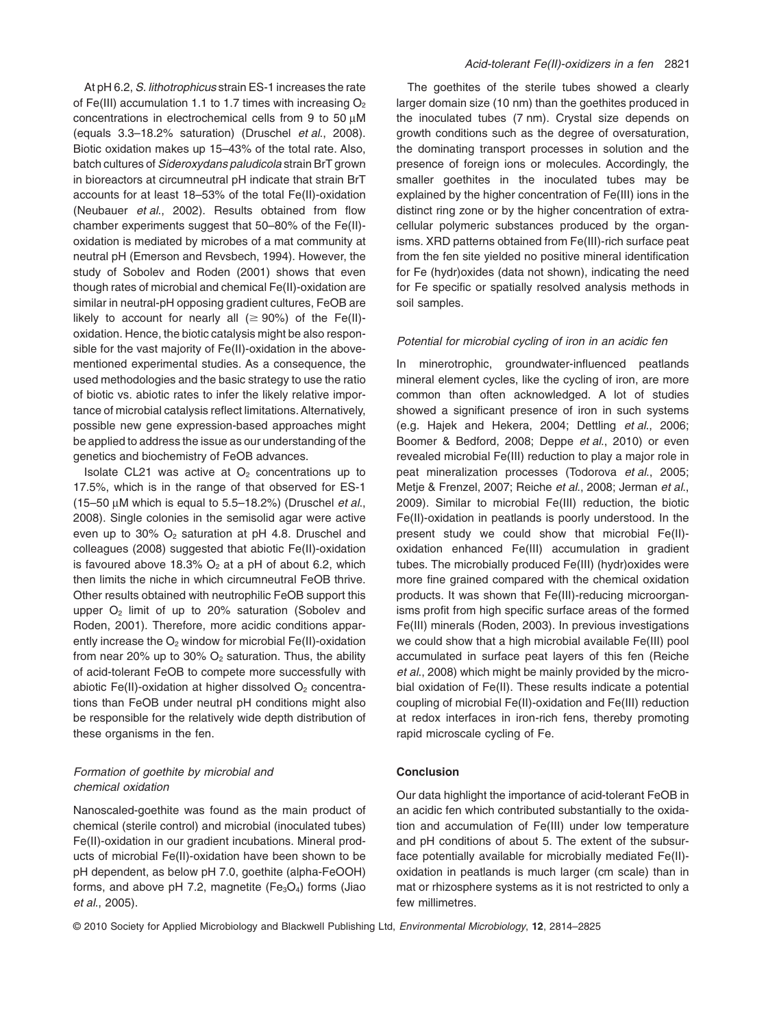At pH 6.2, *S. lithotrophicus* strain ES-1 increases the rate of Fe(III) accumulation 1.1 to 1.7 times with increasing $O_2$ concentrations in electrochemical cells from 9 to 50 μM (equals 3.3–18.2% saturation) (Druschel *et al*., 2008). Biotic oxidation makes up 15–43% of the total rate. Also, batch cultures of *Sideroxydans paludicola* strain BrT grown in bioreactors at circumneutral pH indicate that strain BrT accounts for at least 18–53% of the total Fe(II)-oxidation (Neubauer *et al*., 2002). Results obtained from flow chamber experiments suggest that 50–80% of the Fe(II)-oxidation is mediated by microbes of a mat community at neutral pH (Emerson and Revsbech, 1994). However, the study of Sobolev and Roden (2001) shows that even though rates of microbial and chemical Fe(II)-oxidation are similar in neutral-pH opposing gradient cultures, FeOB are likely to account for nearly all ($\geq$ 90%) of the Fe(II)-oxidation. Hence, the biotic catalysis might be also responsible for the vast majority of Fe(II)-oxidation in the above-mentioned experimental studies. As a consequence, the used methodologies and the basic strategy to use the ratio of biotic vs. abiotic rates to infer the likely relative importance of microbial catalysis reflect limitations. Alternatively, possible new gene expression-based approaches might be applied to address the issue as our understanding of the genetics and biochemistry of FeOB advances.

Isolate CL21 was active at $O_2$ concentrations up to 17.5%, which is in the range of that observed for ES-1 (15–50 μM which is equal to 5.5–18.2%) (Druschel *et al*., 2008). Single colonies in the semisolid agar were active even up to 30% $O_2$ saturation at pH 4.8. Druschel and colleagues (2008) suggested that abiotic Fe(II)-oxidation is favoured above 18.3% $O_2$ at a pH of about 6.2, which then limits the niche in which circumneutral FeOB thrive. Other results obtained with neutrophilic FeOB support this upper $O_2$ limit of up to 20% saturation (Sobolev and Roden, 2001). Therefore, more acidic conditions apparently increase the $O_2$ window for microbial Fe(II)-oxidation from near 20% up to 30% $O_2$ saturation. Thus, the ability of acid-tolerant FeOB to compete more successfully with abiotic Fe(II)-oxidation at higher dissolved $O_2$ concentrations than FeOB under neutral pH conditions might also be responsible for the relatively wide depth distribution of these organisms in the fen.

### *Formation of goethite by microbial and chemical oxidation*

Nanoscaled-goethite was found as the main product of chemical (sterile control) and microbial (inoculated tubes) Fe(II)-oxidation in our gradient incubations. Mineral products of microbial Fe(II)-oxidation have been shown to be pH dependent, as below pH 7.0, goethite (alpha-FeOOH) forms, and above pH 7.2, magnetite ($Fe_3O_4$) forms (Jiao *et al*., 2005).

The goethites of the sterile tubes showed a clearly larger domain size (10 nm) than the goethites produced in the inoculated tubes (7 nm). Crystal size depends on growth conditions such as the degree of oversaturation, the dominating transport processes in solution and the presence of foreign ions or molecules. Accordingly, the smaller goethites in the inoculated tubes may be explained by the higher concentration of Fe(III) ions in the distinct ring zone or by the higher concentration of extracellular polymeric substances produced by the organisms. XRD patterns obtained from Fe(III)-rich surface peat from the fen site yielded no positive mineral identification for Fe (hydr)oxides (data not shown), indicating the need for Fe specific or spatially resolved analysis methods in soil samples.

### *Potential for microbial cycling of iron in an acidic fen*

In minerotrophic, groundwater-influenced peatlands mineral element cycles, like the cycling of iron, are more common than often acknowledged. A lot of studies showed a significant presence of iron in such systems (e.g. Hajek and Hekera, 2004; Dettling *et al*., 2006; Boomer & Bedford, 2008; Deppe *et al*., 2010) or even revealed microbial Fe(III) reduction to play a major role in peat mineralization processes (Todorova *et al*., 2005; Metje & Frenzel, 2007; Reiche *et al*., 2008; Jerman *et al*., 2009). Similar to microbial Fe(III) reduction, the biotic Fe(II)-oxidation in peatlands is poorly understood. In the present study we could show that microbial Fe(II)-oxidation enhanced Fe(III) accumulation in gradient tubes. The microbially produced Fe(III) (hydr)oxides were more fine grained compared with the chemical oxidation products. It was shown that Fe(III)-reducing microorganisms profit from high specific surface areas of the formed Fe(III) minerals (Roden, 2003). In previous investigations we could show that a high microbial available Fe(III) pool accumulated in surface peat layers of this fen (Reiche *et al*., 2008) which might be mainly provided by the microbial oxidation of Fe(II). These results indicate a potential coupling of microbial Fe(II)-oxidation and Fe(III) reduction at redox interfaces in iron-rich fens, thereby promoting rapid microscale cycling of Fe.

## Conclusion

Our data highlight the importance of acid-tolerant FeOB in an acidic fen which contributed substantially to the oxidation and accumulation of Fe(III) under low temperature and pH conditions of about 5. The extent of the subsurface potentially available for microbially mediated Fe(II)-oxidation in peatlands is much larger (cm scale) than in mat or rhizosphere systems as it is not restricted to only a few millimetres.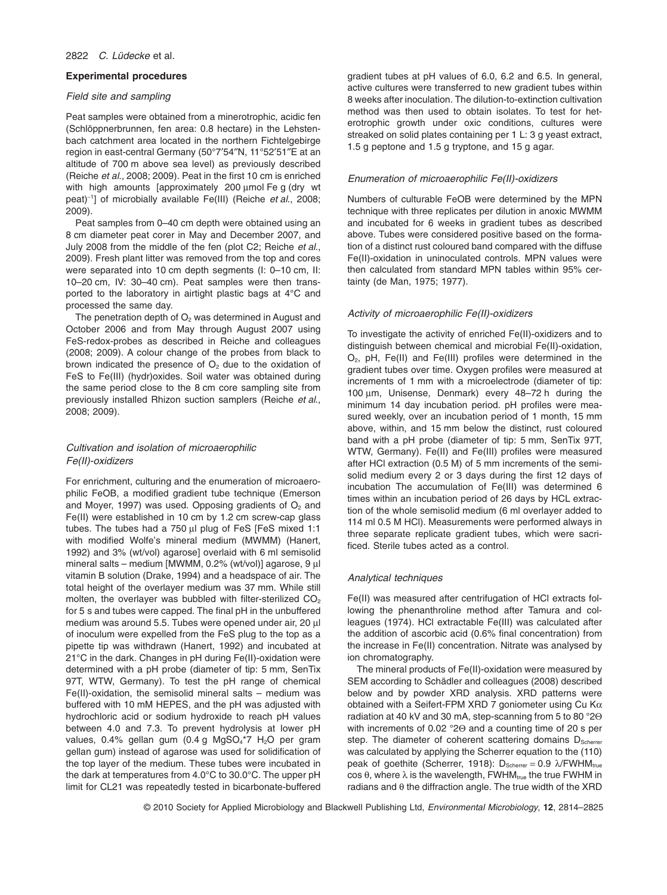## Experimental procedures

### *Field site and sampling*

Peat samples were obtained from a minerotrophic, acidic fen (Schlöppnerbrunnen, fen area: 0.8 hectare) in the Lehstenbach catchment area located in the northern Fichtelgebirge region in east-central Germany (50°7′54″N, 11°52′51″E at an altitude of 700 m above sea level) as previously described (Reiche *et al*., 2008; 2009). Peat in the first 10 cm is enriched with high amounts [approximately 200 μmol Fe g (dry wt peat)$^{-1}$] of microbially available Fe(III) (Reiche *et al*., 2008; 2009).

Peat samples from 0–40 cm depth were obtained using an 8 cm diameter peat corer in May and December 2007, and July 2008 from the middle of the fen (plot C2; Reiche *et al*., 2009). Fresh plant litter was removed from the top and cores were separated into 10 cm depth segments (I: 0–10 cm, II: 10–20 cm, IV: 30–40 cm). Peat samples were then transported to the laboratory in airtight plastic bags at 4°C and processed the same day.

The penetration depth of $O_2$ was determined in August and October 2006 and from May through August 2007 using FeS-redox-probes as described in Reiche and colleagues (2008; 2009). A colour change of the probes from black to brown indicated the presence of $O_2$ due to the oxidation of FeS to Fe(III) (hydr)oxides. Soil water was obtained during the same period close to the 8 cm core sampling site from previously installed Rhizon suction samplers (Reiche *et al*., 2008; 2009).

### *Cultivation and isolation of microaerophilic Fe(II)-oxidizers*

For enrichment, culturing and the enumeration of microaerophilic FeOB, a modified gradient tube technique (Emerson and Moyer, 1997) was used. Opposing gradients of $O_2$ and Fe(II) were established in 10 cm by 1.2 cm screw-cap glass tubes. The tubes had a 750 μl plug of FeS [FeS mixed 1:1 with modified Wolfe's mineral medium (MWMM) (Hanert, 1992) and 3% (wt/vol) agarose] overlaid with 6 ml semisolid mineral salts – medium [MWMM, 0.2% (wt/vol)] agarose, 9 μl vitamin B solution (Drake, 1994) and a headspace of air. The total height of the overlayer medium was 37 mm. While still molten, the overlayer was bubbled with filter-sterilized $CO_2$ for 5 s and tubes were capped. The final pH in the unbuffered medium was around 5.5. Tubes were opened under air, 20 μl of inoculum were expelled from the FeS plug to the top as a pipette tip was withdrawn (Hanert, 1992) and incubated at 21°C in the dark. Changes in pH during Fe(II)-oxidation were determined with a pH probe (diameter of tip: 5 mm, SenTix 97T, WTW, Germany). To test the pH range of chemical Fe(II)-oxidation, the semisolid mineral salts – medium was buffered with 10 mM HEPES, and the pH was adjusted with hydrochloric acid or sodium hydroxide to reach pH values between 4.0 and 7.3. To prevent hydrolysis at lower pH values, 0.4% gellan gum (0.4 g $MgSO_4{*}7\ H_2O$ per gram gellan gum) instead of agarose was used for solidification of the top layer of the medium. These tubes were incubated in the dark at temperatures from 4.0°C to 30.0°C. The upper pH limit for CL21 was repeatedly tested in bicarbonate-buffered gradient tubes at pH values of 6.0, 6.2 and 6.5. In general, active cultures were transferred to new gradient tubes within 8 weeks after inoculation. The dilution-to-extinction cultivation method was then used to obtain isolates. To test for heterotrophic growth under oxic conditions, cultures were streaked on solid plates containing per 1 L: 3 g yeast extract, 1.5 g peptone and 1.5 g tryptone, and 15 g agar.

### *Enumeration of microaerophilic Fe(II)-oxidizers*

Numbers of culturable FeOB were determined by the MPN technique with three replicates per dilution in anoxic MWMM and incubated for 6 weeks in gradient tubes as described above. Tubes were considered positive based on the formation of a distinct rust coloured band compared with the diffuse Fe(II)-oxidation in uninoculated controls. MPN values were then calculated from standard MPN tables within 95% certainty (de Man, 1975; 1977).

### *Activity of microaerophilic Fe(II)-oxidizers*

To investigate the activity of enriched Fe(II)-oxidizers and to distinguish between chemical and microbial Fe(II)-oxidation, $O_2$, pH, Fe(II) and Fe(III) profiles were determined in the gradient tubes over time. Oxygen profiles were measured at increments of 1 mm with a microelectrode (diameter of tip: 100 μm, Unisense, Denmark) every 48–72 h during the minimum 14 day incubation period. pH profiles were measured weekly, over an incubation period of 1 month, 15 mm above, within, and 15 mm below the distinct, rust coloured band with a pH probe (diameter of tip: 5 mm, SenTix 97T, WTW, Germany). Fe(II) and Fe(III) profiles were measured after HCl extraction (0.5 M) of 5 mm increments of the semisolid medium every 2 or 3 days during the first 12 days of incubation. The accumulation of Fe(III) was determined 6 times within an incubation period of 26 days by HCL extraction of the whole semisolid medium (6 ml overlayer added to 114 ml 0.5 M HCl). Measurements were performed always in three separate replicate gradient tubes, which were sacrificed. Sterile tubes acted as a control.

### *Analytical techniques*

Fe(II) was measured after centrifugation of HCl extracts following the phenanthroline method after Tamura and colleagues (1974). HCl extractable Fe(III) was calculated after the addition of ascorbic acid (0.6% final concentration) from the increase in Fe(II) concentration. Nitrate was analysed by ion chromatography.

The mineral products of Fe(II)-oxidation were measured by SEM according to Schädler and colleagues (2008) described below and by powder XRD analysis. XRD patterns were obtained with a Seifert-FPM XRD 7 goniometer using Cu Kα radiation at 40 kV and 30 mA, step-scanning from 5 to 80 °2Θ with increments of 0.02 °2Θ and a counting time of 20 s per step. The diameter of coherent scattering domains $D_{Scherrer}$ was calculated by applying the Scherrer equation to the (110) peak of goethite (Scherrer, 1918): $D_{Scherrer} = 0.9\ \lambda / FWHM_{true} \cos\theta$, where $\lambda$ is the wavelength, $FWHM_{true}$ the true FWHM in radians and $\theta$ the diffraction angle. The true width of the XRD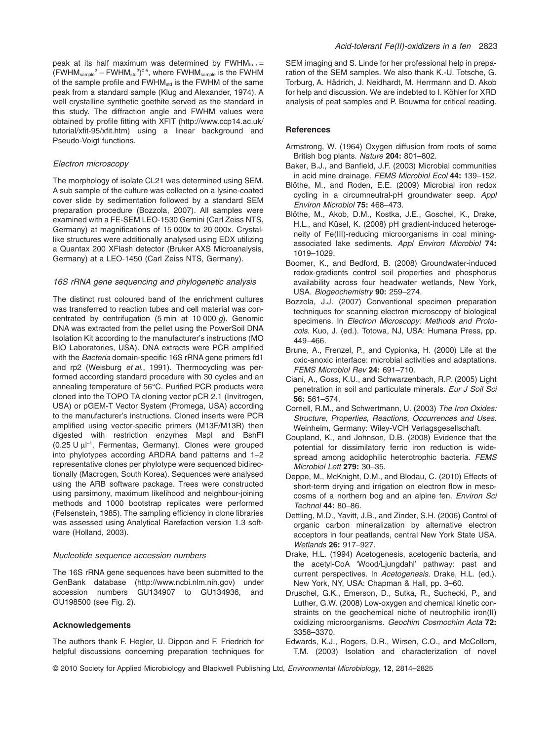peak at its half maximum was determined by $FWHM_{true} = (FWHM_{sample}^2 - FWHM_{std}^2)^{0.5}$, where $FWHM_{sample}$ is the FWHM of the sample profile and $FWHM_{std}$ is the FWHM of the same peak from a standard sample (Klug and Alexander, 1974). A well crystalline synthetic goethite served as the standard in this study. The diffraction angle and FWHM values were obtained by profile fitting with XFIT (http://www.ccp14.ac.uk/tutorial/xfit-95/xfit.htm) using a linear background and Pseudo-Voigt functions.

### *Electron microscopy*

The morphology of isolate CL21 was determined using SEM. A sub sample of the culture was collected on a lysine-coated cover slide by sedimentation followed by a standard SEM preparation procedure (Bozzola, 2007). All samples were examined with a FE-SEM LEO-1530 Gemini (Carl Zeiss NTS, Germany) at magnifications of 15 000x to 20 000x. Crystal-like structures were additionally analysed using EDX utilizing a Quantax 200 XFlash detector (Bruker AXS Microanalysis, Germany) at a LEO-1450 (Carl Zeiss NTS, Germany).

### *16S rRNA gene sequencing and phylogenetic analysis*

The distinct rust coloured band of the enrichment cultures was transferred to reaction tubes and cell material was concentrated by centrifugation (5 min at 10 000 *g*). Genomic DNA was extracted from the pellet using the PowerSoil DNA Isolation Kit according to the manufacturer's instructions (MO BIO Laboratories, USA). DNA extracts were PCR amplified with the *Bacteria* domain-specific 16S rRNA gene primers fd1 and rp2 (Weisburg *et al.*, 1991). Thermocycling was performed according standard procedure with 30 cycles and an annealing temperature of 56°C. Purified PCR products were cloned into the TOPO TA cloning vector pCR 2.1 (Invitrogen, USA) or pGEM-T Vector System (Promega, USA) according to the manufacturer's instructions. Cloned inserts were PCR amplified using vector-specific primers (M13F/M13R) then digested with restriction enzymes MspI and BshFI ($0.25\ U\ \mu l^{-1}$, Fermentas, Germany). Clones were grouped into phylotypes according ARDRA band patterns and 1–2 representative clones per phylotype were sequenced bidirectionally (Macrogen, South Korea). Sequences were analysed using the ARB software package. Trees were constructed using parsimony, maximum likelihood and neighbour-joining methods and 1000 bootstrap replicates were performed (Felsenstein, 1985). The sampling efficiency in clone libraries was assessed using Analytical Rarefaction version 1.3 software (Holland, 2003).

### *Nucleotide sequence accession numbers*

The 16S rRNA gene sequences have been submitted to the GenBank database (http://www.ncbi.nlm.nih.gov) under accession numbers GU134907 to GU134936, and GU198500 (see Fig. 2).

## Acknowledgements

The authors thank F. Hegler, U. Dippon and F. Friedrich for helpful discussions concerning preparation techniques for SEM imaging and S. Linde for her professional help in preparation of the SEM samples. We also thank K.-U. Totsche, G. Torburg, A. Hädrich, J. Neidhardt, M. Herrmann and D. Akob for help and discussion. We are indebted to I. Köhler for XRD analysis of peat samples and P. Bouwma for critical reading.

## References

Armstrong, W. (1964) Oxygen diffusion from roots of some British bog plants. *Nature* **204:** 801–802.

Baker, B.J., and Banfield, J.F. (2003) Microbial communities in acid mine drainage. *FEMS Microbiol Ecol* **44:** 139–152.

Blöthe, M., and Roden, E.E. (2009) Microbial iron redox cycling in a circumneutral-pH groundwater seep. *Appl Environ Microbiol* **75:** 468–473.

Blöthe, M., Akob, D.M., Kostka, J.E., Goschel, K., Drake, H.L., and Küsel, K. (2008) pH gradient-induced heterogeneity of Fe(III)-reducing microorganisms in coal mining-associated lake sediments. *Appl Environ Microbiol* **74:** 1019–1029.

Boomer, K., and Bedford, B. (2008) Groundwater-induced redox-gradients control soil properties and phosphorus availability across four headwater wetlands, New York, USA. *Biogeochemistry* **90:** 259–274.

Bozzola, J.J. (2007) Conventional specimen preparation techniques for scanning electron microscopy of biological specimens. In *Electron Microscopy: Methods and Protocols*. Kuo, J. (ed.). Totowa, NJ, USA: Humana Press, pp. 449–466.

Brune, A., Frenzel, P., and Cypionka, H. (2000) Life at the oxic-anoxic interface: microbial activities and adaptations. *FEMS Microbiol Rev* **24:** 691–710.

Ciani, A., Goss, K.U., and Schwarzenbach, R.P. (2005) Light penetration in soil and particulate minerals. *Eur J Soil Sci* **56:** 561–574.

Cornell, R.M., and Schwertmann, U. (2003) *The Iron Oxides: Structure, Properties, Reactions, Occurrences and Uses*. Weinheim, Germany: Wiley-VCH Verlagsgesellschaft.

Coupland, K., and Johnson, D.B. (2008) Evidence that the potential for dissimilatory ferric iron reduction is widespread among acidophilic heterotrophic bacteria. *FEMS Microbiol Lett* **279:** 30–35.

Deppe, M., McKnight, D.M., and Blodau, C. (2010) Effects of short-term drying and irrigation on electron flow in mesocosms of a northern bog and an alpine fen. *Environ Sci Technol* **44:** 80–86.

Dettling, M.D., Yavitt, J.B., and Zinder, S.H. (2006) Control of organic carbon mineralization by alternative electron acceptors in four peatlands, central New York State USA. *Wetlands* **26:** 917–927.

Drake, H.L. (1994) Acetogenesis, acetogenic bacteria, and the acetyl-CoA 'Wood/Ljungdahl' pathway: past and current perspectives. In *Acetogenesis*. Drake, H.L. (ed.). New York, NY, USA: Chapman & Hall, pp. 3–60.

Druschel, G.K., Emerson, D., Sutka, R., Suchecki, P., and Luther, G.W. (2008) Low-oxygen and chemical kinetic constraints on the geochemical niche of neutrophilic iron(II) oxidizing microorganisms. *Geochim Cosmochim Acta* **72:** 3358–3370.

Edwards, K.J., Rogers, D.R., Wirsen, C.O., and McCollom, T.M. (2003) Isolation and characterization of novel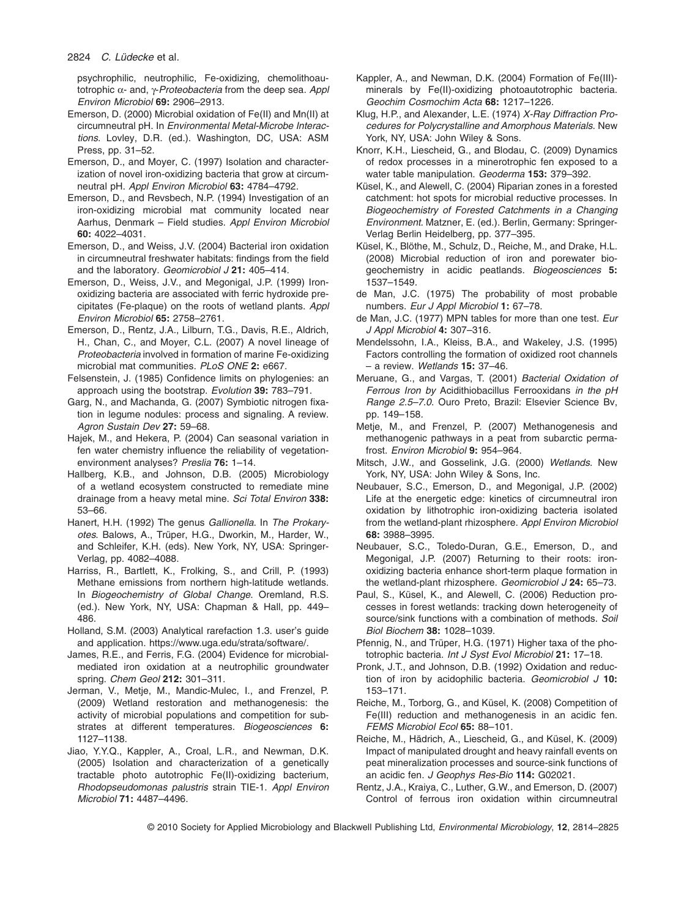psychrophilic, neutrophilic, Fe-oxidizing, chemolithoautotrophic α- and, γ-*Proteobacteria* from the deep sea. *Appl Environ Microbiol* **69:** 2906–2913.

Emerson, D. (2000) Microbial oxidation of Fe(II) and Mn(II) at circumneutral pH. In *Environmental Metal-Microbe Interactions*. Lovley, D.R. (ed.). Washington, DC, USA: ASM Press, pp. 31–52.

Emerson, D., and Moyer, C. (1997) Isolation and characterization of novel iron-oxidizing bacteria that grow at circumneutral pH. *Appl Environ Microbiol* **63:** 4784–4792.

Emerson, D., and Revsbech, N.P. (1994) Investigation of an iron-oxidizing microbial mat community located near Aarhus, Denmark – Field studies. *Appl Environ Microbiol* **60:** 4022–4031.

Emerson, D., and Weiss, J.V. (2004) Bacterial iron oxidation in circumneutral freshwater habitats: findings from the field and the laboratory. *Geomicrobiol J* **21:** 405–414.

Emerson, D., Weiss, J.V., and Megonigal, J.P. (1999) Iron-oxidizing bacteria are associated with ferric hydroxide precipitates (Fe-plaque) on the roots of wetland plants. *Appl Environ Microbiol* **65:** 2758–2761.

Emerson, D., Rentz, J.A., Lilburn, T.G., Davis, R.E., Aldrich, H., Chan, C., and Moyer, C.L. (2007) A novel lineage of *Proteobacteria* involved in formation of marine Fe-oxidizing microbial mat communities. *PLoS ONE* **2:** e667.

Felsenstein, J. (1985) Confidence limits on phylogenies: an approach using the bootstrap. *Evolution* **39:** 783–791.

Garg, N., and Machanda, G. (2007) Symbiotic nitrogen fixation in legume nodules: process and signaling. A review. *Agron Sustain Dev* **27:** 59–68.

Hajek, M., and Hekera, P. (2004) Can seasonal variation in fen water chemistry influence the reliability of vegetation-environment analyses? *Preslia* **76:** 1–14.

Hallberg, K.B., and Johnson, D.B. (2005) Microbiology of a wetland ecosystem constructed to remediate mine drainage from a heavy metal mine. *Sci Total Environ* **338:** 53–66.

Hanert, H.H. (1992) The genus *Gallionella*. In *The Prokaryotes*. Balows, A., Trüper, H.G., Dworkin, M., Harder, W., and Schleifer, K.H. (eds). New York, NY, USA: Springer-Verlag, pp. 4082–4088.

Harriss, R., Bartlett, K., Frolking, S., and Crill, P. (1993) Methane emissions from northern high-latitude wetlands. In *Biogeochemistry of Global Change*. Oremland, R.S. (ed.). New York, NY, USA: Chapman & Hall, pp. 449–486.

Holland, S.M. (2003) Analytical rarefaction 1.3. user's guide and application. https://www.uga.edu/strata/software/.

James, R.E., and Ferris, F.G. (2004) Evidence for microbial-mediated iron oxidation at a neutrophilic groundwater spring. *Chem Geol* **212:** 301–311.

Jerman, V., Metje, M., Mandic-Mulec, I., and Frenzel, P. (2009) Wetland restoration and methanogenesis: the activity of microbial populations and competition for substrates at different temperatures. *Biogeosciences* **6:** 1127–1138.

Jiao, Y.Y.Q., Kappler, A., Croal, L.R., and Newman, D.K. (2005) Isolation and characterization of a genetically tractable photo autotrophic Fe(II)-oxidizing bacterium, *Rhodopseudomonas palustris* strain TIE-1. *Appl Environ Microbiol* **71:** 4487–4496.

Kappler, A., and Newman, D.K. (2004) Formation of Fe(III)-minerals by Fe(II)-oxidizing photoautotrophic bacteria. *Geochim Cosmochim Acta* **68:** 1217–1226.

Klug, H.P., and Alexander, L.E. (1974) *X-Ray Diffraction Procedures for Polycrystalline and Amorphous Materials*. New York, NY, USA: John Wiley & Sons.

Knorr, K.H., Liescheid, G., and Blodau, C. (2009) Dynamics of redox processes in a minerotrophic fen exposed to a water table manipulation. *Geoderma* **153:** 379–392.

Küsel, K., and Alewell, C. (2004) Riparian zones in a forested catchment: hot spots for microbial reductive processes. In *Biogeochemistry of Forested Catchments in a Changing Environment*. Matzner, E. (ed.). Berlin, Germany: Springer-Verlag Berlin Heidelberg, pp. 377–395.

Küsel, K., Blöthe, M., Schulz, D., Reiche, M., and Drake, H.L. (2008) Microbial reduction of iron and porewater biogeochemistry in acidic peatlands. *Biogeosciences* **5:** 1537–1549.

de Man, J.C. (1975) The probability of most probable numbers. *Eur J Appl Microbiol* **1:** 67–78.

de Man, J.C. (1977) MPN tables for more than one test. *Eur J Appl Microbiol* **4:** 307–316.

Mendelssohn, I.A., Kleiss, B.A., and Wakeley, J.S. (1995) Factors controlling the formation of oxidized root channels – a review. *Wetlands* **15:** 37–46.

Meruane, G., and Vargas, T. (2001) *Bacterial Oxidation of Ferrous Iron by* Acidithiobacillus Ferrooxidans *in the pH Range 2.5–7.0*. Ouro Preto, Brazil: Elsevier Science Bv, pp. 149–158.

Metje, M., and Frenzel, P. (2007) Methanogenesis and methanogenic pathways in a peat from subarctic permafrost. *Environ Microbiol* **9:** 954–964.

Mitsch, J.W., and Gosselink, J.G. (2000) *Wetlands*. New York, NY, USA: John Wiley & Sons, Inc.

Neubauer, S.C., Emerson, D., and Megonigal, J.P. (2002) Life at the energetic edge: kinetics of circumneutral iron oxidation by lithotrophic iron-oxidizing bacteria isolated from the wetland-plant rhizosphere. *Appl Environ Microbiol* **68:** 3988–3995.

Neubauer, S.C., Toledo-Duran, G.E., Emerson, D., and Megonigal, J.P. (2007) Returning to their roots: iron-oxidizing bacteria enhance short-term plaque formation in the wetland-plant rhizosphere. *Geomicrobiol J* **24:** 65–73.

Paul, S., Küsel, K., and Alewell, C. (2006) Reduction processes in forest wetlands: tracking down heterogeneity of source/sink functions with a combination of methods. *Soil Biol Biochem* **38:** 1028–1039.

Pfennig, N., and Trüper, H.G. (1971) Higher taxa of the phototrophic bacteria. *Int J Syst Evol Microbiol* **21:** 17–18.

Pronk, J.T., and Johnson, D.B. (1992) Oxidation and reduction of iron by acidophilic bacteria. *Geomicrobiol J* **10:** 153–171.

Reiche, M., Torborg, G., and Küsel, K. (2008) Competition of Fe(III) reduction and methanogenesis in an acidic fen. *FEMS Microbiol Ecol* **65:** 88–101.

Reiche, M., Hädrich, A., Liescheid, G., and Küsel, K. (2009) Impact of manipulated drought and heavy rainfall events on peat mineralization processes and source-sink functions of an acidic fen. *J Geophys Res-Bio* **114:** G02021.

Rentz, J.A., Kraiya, C., Luther, G.W., and Emerson, D. (2007) Control of ferrous iron oxidation within circumneutral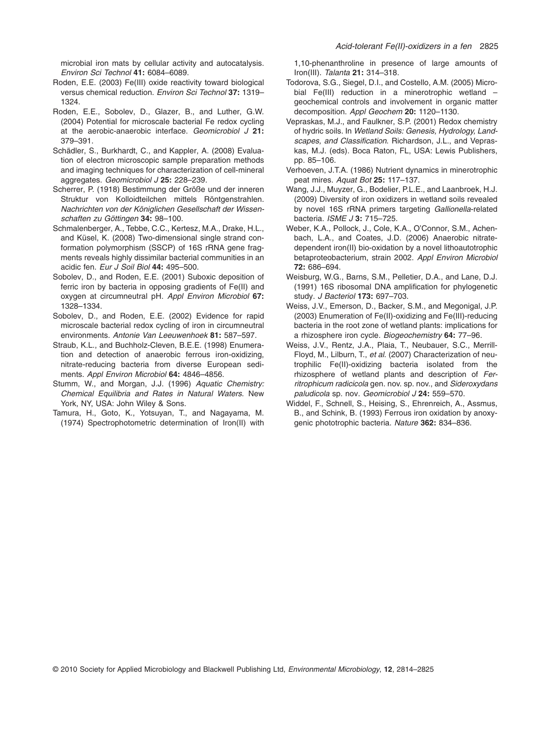microbial iron mats by cellular activity and autocatalysis. *Environ Sci Technol* **41:** 6084–6089.

Roden, E.E. (2003) Fe(III) oxide reactivity toward biological versus chemical reduction. *Environ Sci Technol* **37:** 1319–1324.

Roden, E.E., Sobolev, D., Glazer, B., and Luther, G.W. (2004) Potential for microscale bacterial Fe redox cycling at the aerobic-anaerobic interface. *Geomicrobiol J* **21:** 379–391.

Schädler, S., Burkhardt, C., and Kappler, A. (2008) Evaluation of electron microscopic sample preparation methods and imaging techniques for characterization of cell-mineral aggregates. *Geomicrobiol J* **25:** 228–239.

Scherrer, P. (1918) Bestimmung der Größe und der inneren Struktur von Kolloidteilchen mittels Röntgenstrahlen. *Nachrichten von der Königlichen Gesellschaft der Wissenschaften zu Göttingen* **34:** 98–100.

Schmalenberger, A., Tebbe, C.C., Kertesz, M.A., Drake, H.L., and Küsel, K. (2008) Two-dimensional single strand conformation polymorphism (SSCP) of 16S rRNA gene fragments reveals highly dissimilar bacterial communities in an acidic fen. *Eur J Soil Biol* **44:** 495–500.

Sobolev, D., and Roden, E.E. (2001) Suboxic deposition of ferric iron by bacteria in opposing gradients of Fe(II) and oxygen at circumneutral pH. *Appl Environ Microbiol* **67:** 1328–1334.

Sobolev, D., and Roden, E.E. (2002) Evidence for rapid microscale bacterial redox cycling of iron in circumneutral environments. *Antonie Van Leeuwenhoek* **81:** 587–597.

Straub, K.L., and Buchholz-Cleven, B.E.E. (1998) Enumeration and detection of anaerobic ferrous iron-oxidizing, nitrate-reducing bacteria from diverse European sediments. *Appl Environ Microbiol* **64:** 4846–4856.

Stumm, W., and Morgan, J.J. (1996) *Aquatic Chemistry: Chemical Equilibria and Rates in Natural Waters*. New York, NY, USA: John Wiley & Sons.

Tamura, H., Goto, K., Yotsuyan, T., and Nagayama, M. (1974) Spectrophotometric determination of Iron(II) with 1,10-phenanthroline in presence of large amounts of Iron(III). *Talanta* **21:** 314–318.

Todorova, S.G., Siegel, D.I., and Costello, A.M. (2005) Microbial Fe(III) reduction in a minerotrophic wetland – geochemical controls and involvement in organic matter decomposition. *Appl Geochem* **20:** 1120–1130.

Vepraskas, M.J., and Faulkner, S.P. (2001) Redox chemistry of hydric soils. In *Wetland Soils: Genesis, Hydrology, Landscapes, and Classification*. Richardson, J.L., and Vepraskas, M.J. (eds). Boca Raton, FL, USA: Lewis Publishers, pp. 85–106.

Verhoeven, J.T.A. (1986) Nutrient dynamics in minerotrophic peat mires. *Aquat Bot* **25:** 117–137.

Wang, J.J., Muyzer, G., Bodelier, P.L.E., and Laanbroek, H.J. (2009) Diversity of iron oxidizers in wetland soils revealed by novel 16S rRNA primers targeting *Gallionella*-related bacteria. *ISME J* **3:** 715–725.

Weber, K.A., Pollock, J., Cole, K.A., O'Connor, S.M., Achenbach, L.A., and Coates, J.D. (2006) Anaerobic nitrate-dependent iron(II) bio-oxidation by a novel lithoautotrophic betaproteobacterium, strain 2002. *Appl Environ Microbiol* **72:** 686–694.

Weisburg, W.G., Barns, S.M., Pelletier, D.A., and Lane, D.J. (1991) 16S ribosomal DNA amplification for phylogenetic study. *J Bacteriol* **173:** 697–703.

Weiss, J.V., Emerson, D., Backer, S.M., and Megonigal, J.P. (2003) Enumeration of Fe(II)-oxidizing and Fe(III)-reducing bacteria in the root zone of wetland plants: implications for a rhizosphere iron cycle. *Biogeochemistry* **64:** 77–96.

Weiss, J.V., Rentz, J.A., Plaia, T., Neubauer, S.C., Merrill-Floyd, M., Lilburn, T., *et al.* (2007) Characterization of neutrophilic Fe(II)-oxidizing bacteria isolated from the rhizosphere of wetland plants and description of *Ferritrophicum radicicola* gen. nov. sp. nov., and *Sideroxydans paludicola* sp. nov. *Geomicrobiol J* **24:** 559–570.

Widdel, F., Schnell, S., Heising, S., Ehrenreich, A., Assmus, B., and Schink, B. (1993) Ferrous iron oxidation by anoxygenic phototrophic bacteria. *Nature* **362:** 834–836.